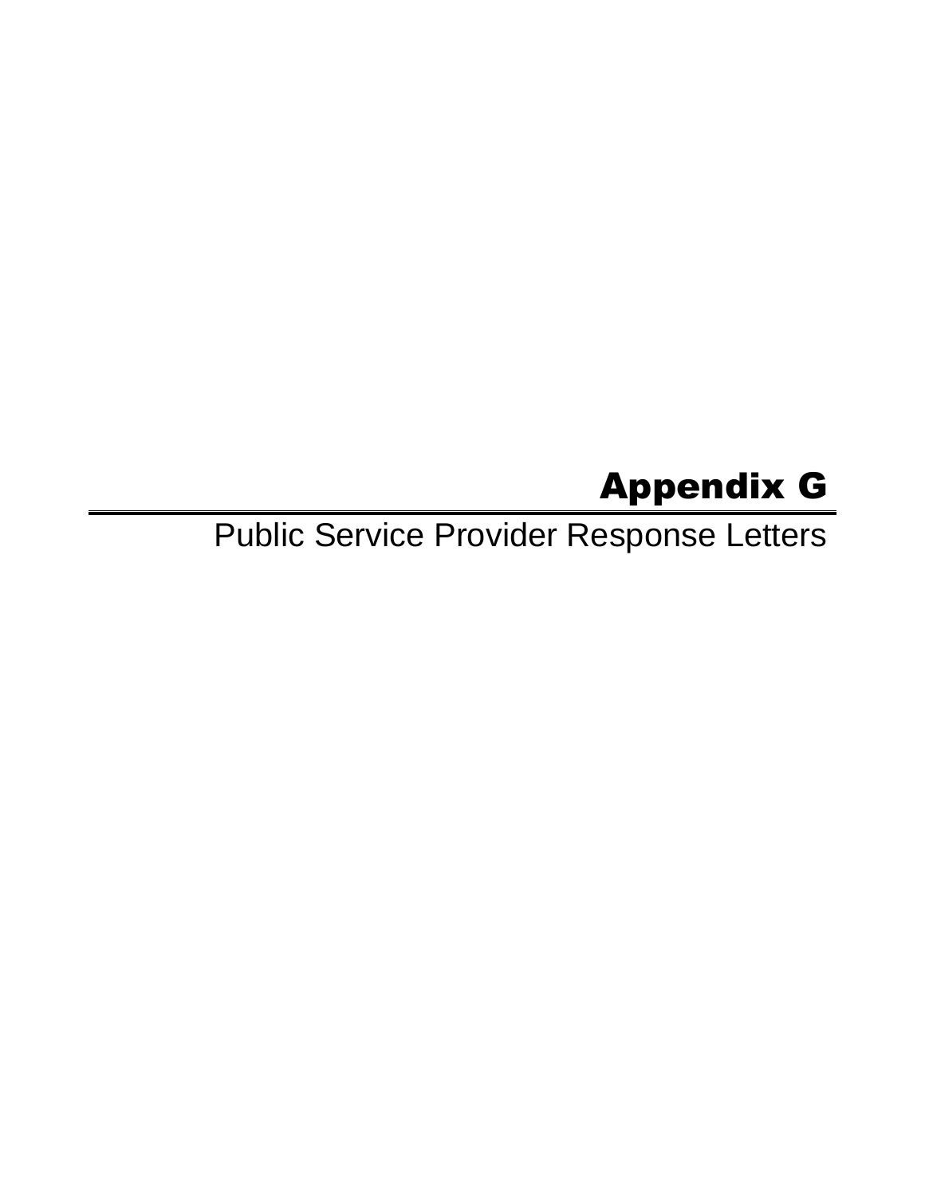# Appendix G

## Public Service Provider Response Letters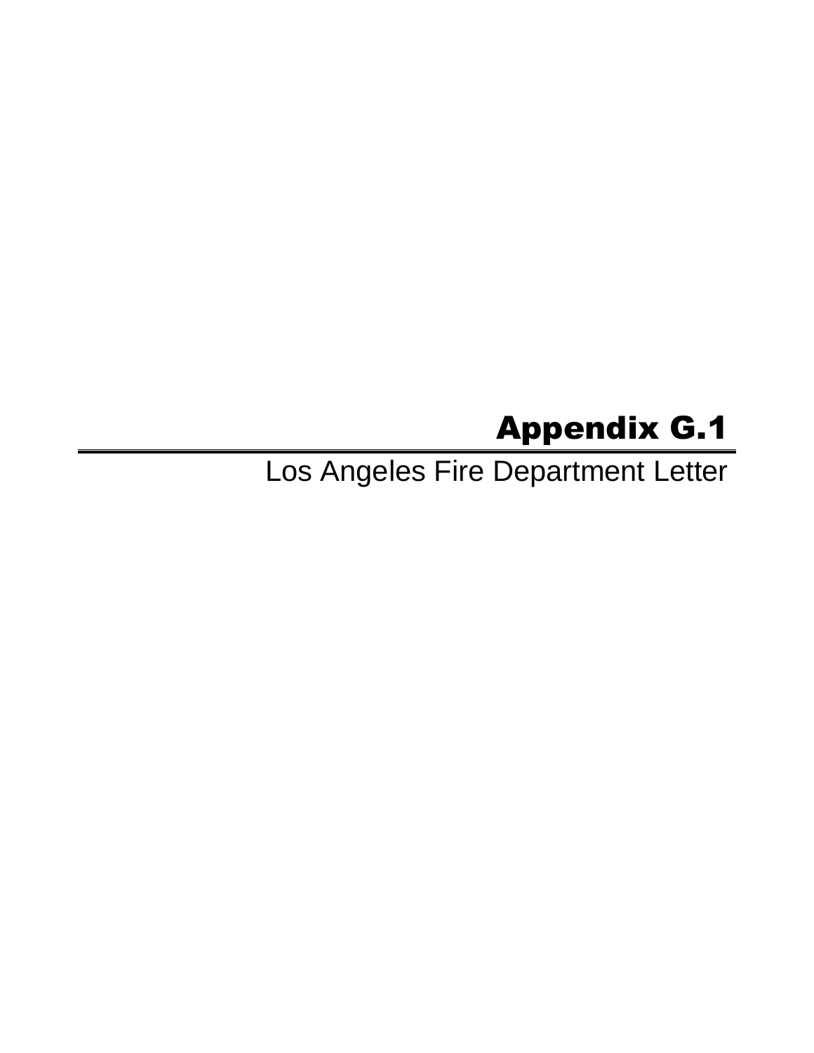# Appendix G.1

Los Angeles Fire Department Letter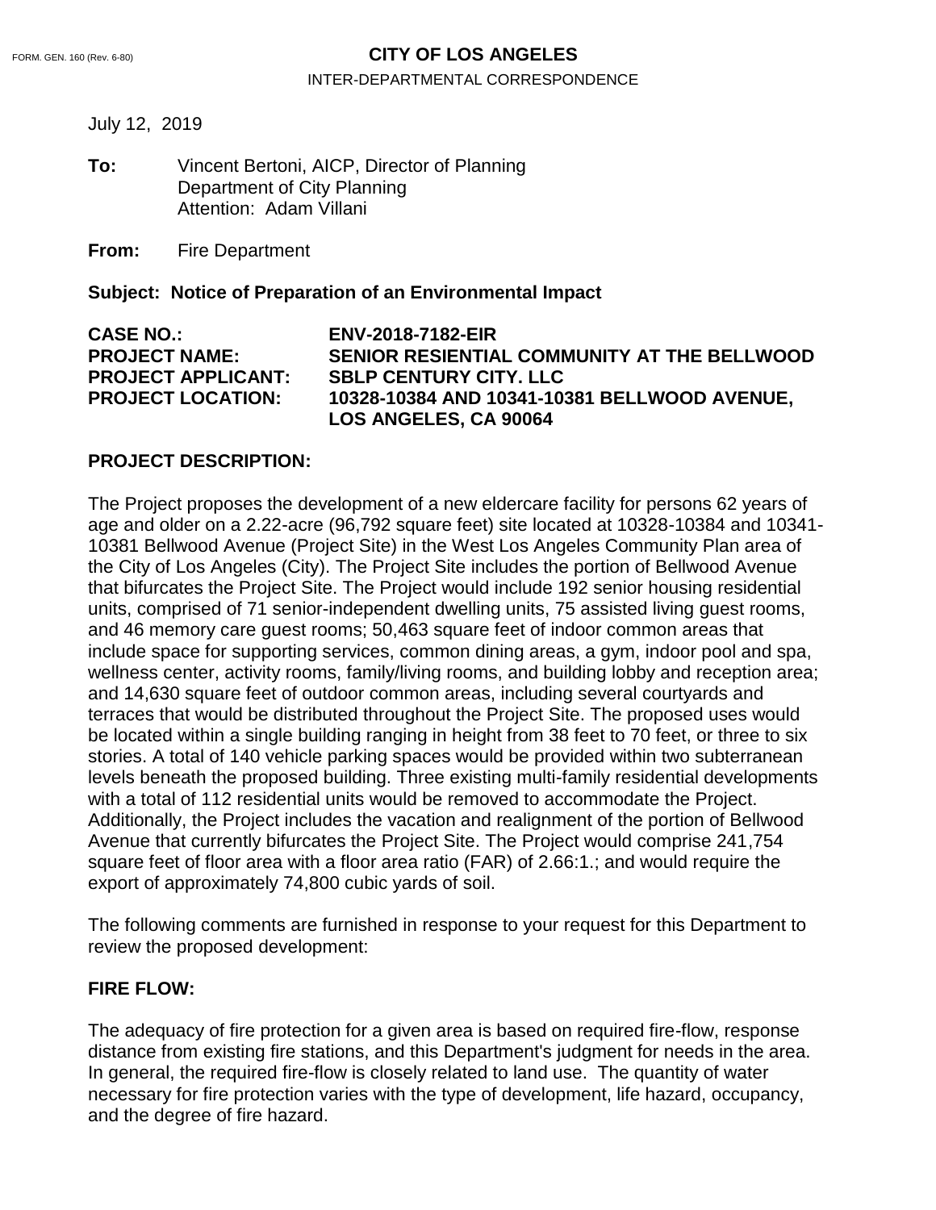FORM. GEN. 160 (Rev. 6-80)

**CITY OF LOS ANGELES**

INTER-DEPARTMENTAL CORRESPONDENCE

July 12, 2019

**To:** Vincent Bertoni, AICP, Director of Planning
Department of City Planning
Attention: Adam Villani

**From:** Fire Department

**Subject: Notice of Preparation of an Environmental Impact**

| | |
|---|---|
| **CASE NO.:** | **ENV-2018-7182-EIR** |
| **PROJECT NAME:** | **SENIOR RESIENTIAL COMMUNITY AT THE BELLWOOD** |
| **PROJECT APPLICANT:** | **SBLP CENTURY CITY. LLC** |
| **PROJECT LOCATION:** | **10328-10384 AND 10341-10381 BELLWOOD AVENUE, LOS ANGELES, CA 90064** |

**PROJECT DESCRIPTION:**

The Project proposes the development of a new eldercare facility for persons 62 years of age and older on a 2.22-acre (96,792 square feet) site located at 10328-10384 and 10341-10381 Bellwood Avenue (Project Site) in the West Los Angeles Community Plan area of the City of Los Angeles (City). The Project Site includes the portion of Bellwood Avenue that bifurcates the Project Site. The Project would include 192 senior housing residential units, comprised of 71 senior-independent dwelling units, 75 assisted living guest rooms, and 46 memory care guest rooms; 50,463 square feet of indoor common areas that include space for supporting services, common dining areas, a gym, indoor pool and spa, wellness center, activity rooms, family/living rooms, and building lobby and reception area; and 14,630 square feet of outdoor common areas, including several courtyards and terraces that would be distributed throughout the Project Site. The proposed uses would be located within a single building ranging in height from 38 feet to 70 feet, or three to six stories. A total of 140 vehicle parking spaces would be provided within two subterranean levels beneath the proposed building. Three existing multi-family residential developments with a total of 112 residential units would be removed to accommodate the Project. Additionally, the Project includes the vacation and realignment of the portion of Bellwood Avenue that currently bifurcates the Project Site. The Project would comprise 241,754 square feet of floor area with a floor area ratio (FAR) of 2.66:1.; and would require the export of approximately 74,800 cubic yards of soil.

The following comments are furnished in response to your request for this Department to review the proposed development:

**FIRE FLOW:**

The adequacy of fire protection for a given area is based on required fire-flow, response distance from existing fire stations, and this Department's judgment for needs in the area. In general, the required fire-flow is closely related to land use. The quantity of water necessary for fire protection varies with the type of development, life hazard, occupancy, and the degree of fire hazard.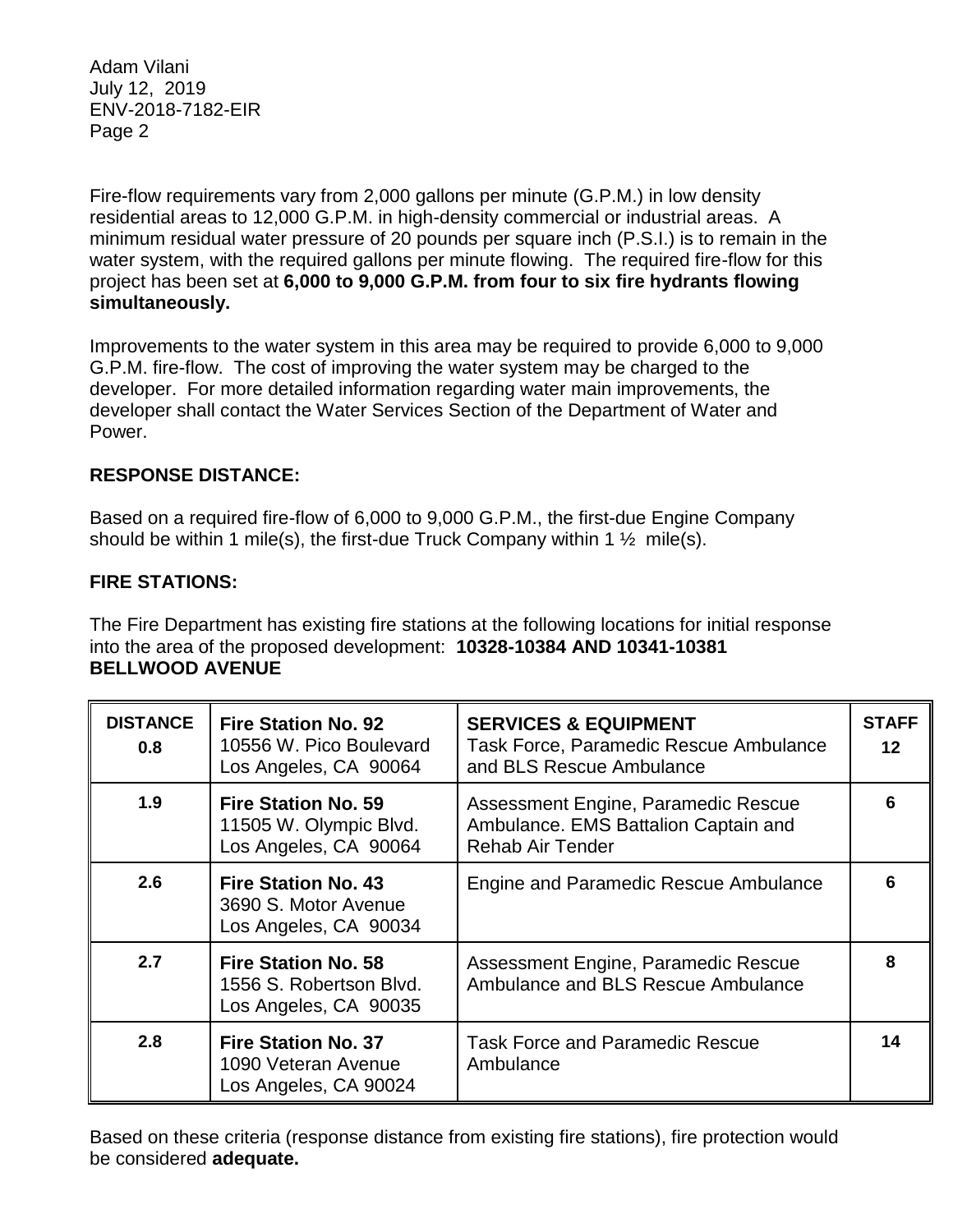Fire-flow requirements vary from 2,000 gallons per minute (G.P.M.) in low density residential areas to 12,000 G.P.M. in high-density commercial or industrial areas. A minimum residual water pressure of 20 pounds per square inch (P.S.I.) is to remain in the water system, with the required gallons per minute flowing. The required fire-flow for this project has been set at **6,000 to 9,000 G.P.M. from four to six fire hydrants flowing simultaneously.**

Improvements to the water system in this area may be required to provide 6,000 to 9,000 G.P.M. fire-flow. The cost of improving the water system may be charged to the developer. For more detailed information regarding water main improvements, the developer shall contact the Water Services Section of the Department of Water and Power.

**RESPONSE DISTANCE:**

Based on a required fire-flow of 6,000 to 9,000 G.P.M., the first-due Engine Company should be within 1 mile(s), the first-due Truck Company within 1 ½ mile(s).

**FIRE STATIONS:**

The Fire Department has existing fire stations at the following locations for initial response into the area of the proposed development: **10328-10384 AND 10341-10381 BELLWOOD AVENUE**

| **DISTANCE** | **Fire Station** | **SERVICES & EQUIPMENT** | **STAFF** |
|---|---|---|---|
| **0.8** | **Fire Station No. 92** 10556 W. Pico Boulevard Los Angeles, CA 90064 | Task Force, Paramedic Rescue Ambulance and BLS Rescue Ambulance | **12** |
| **1.9** | **Fire Station No. 59** 11505 W. Olympic Blvd. Los Angeles, CA 90064 | Assessment Engine, Paramedic Rescue Ambulance. EMS Battalion Captain and Rehab Air Tender | **6** |
| **2.6** | **Fire Station No. 43** 3690 S. Motor Avenue Los Angeles, CA 90034 | Engine and Paramedic Rescue Ambulance | **6** |
| **2.7** | **Fire Station No. 58** 1556 S. Robertson Blvd. Los Angeles, CA 90035 | Assessment Engine, Paramedic Rescue Ambulance and BLS Rescue Ambulance | **8** |
| **2.8** | **Fire Station No. 37** 1090 Veteran Avenue Los Angeles, CA 90024 | Task Force and Paramedic Rescue Ambulance | **14** |

Based on these criteria (response distance from existing fire stations), fire protection would be considered **adequate.**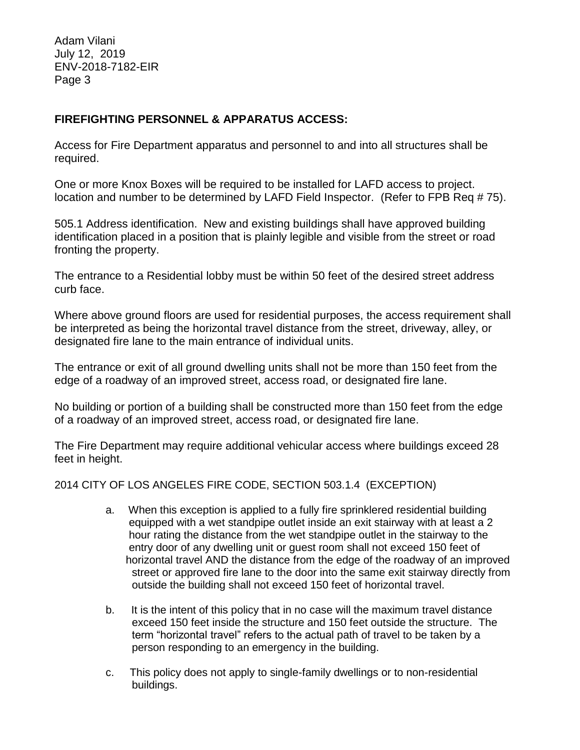**FIREFIGHTING PERSONNEL & APPARATUS ACCESS:**

Access for Fire Department apparatus and personnel to and into all structures shall be required.

One or more Knox Boxes will be required to be installed for LAFD access to project. location and number to be determined by LAFD Field Inspector. (Refer to FPB Req # 75).

505.1 Address identification. New and existing buildings shall have approved building identification placed in a position that is plainly legible and visible from the street or road fronting the property.

The entrance to a Residential lobby must be within 50 feet of the desired street address curb face.

Where above ground floors are used for residential purposes, the access requirement shall be interpreted as being the horizontal travel distance from the street, driveway, alley, or designated fire lane to the main entrance of individual units.

The entrance or exit of all ground dwelling units shall not be more than 150 feet from the edge of a roadway of an improved street, access road, or designated fire lane.

No building or portion of a building shall be constructed more than 150 feet from the edge of a roadway of an improved street, access road, or designated fire lane.

The Fire Department may require additional vehicular access where buildings exceed 28 feet in height.

2014 CITY OF LOS ANGELES FIRE CODE, SECTION 503.1.4 (EXCEPTION)

a. When this exception is applied to a fully fire sprinklered residential building equipped with a wet standpipe outlet inside an exit stairway with at least a 2 hour rating the distance from the wet standpipe outlet in the stairway to the entry door of any dwelling unit or guest room shall not exceed 150 feet of horizontal travel AND the distance from the edge of the roadway of an improved street or approved fire lane to the door into the same exit stairway directly from outside the building shall not exceed 150 feet of horizontal travel.

b. It is the intent of this policy that in no case will the maximum travel distance exceed 150 feet inside the structure and 150 feet outside the structure. The term "horizontal travel" refers to the actual path of travel to be taken by a person responding to an emergency in the building.

c. This policy does not apply to single-family dwellings or to non-residential buildings.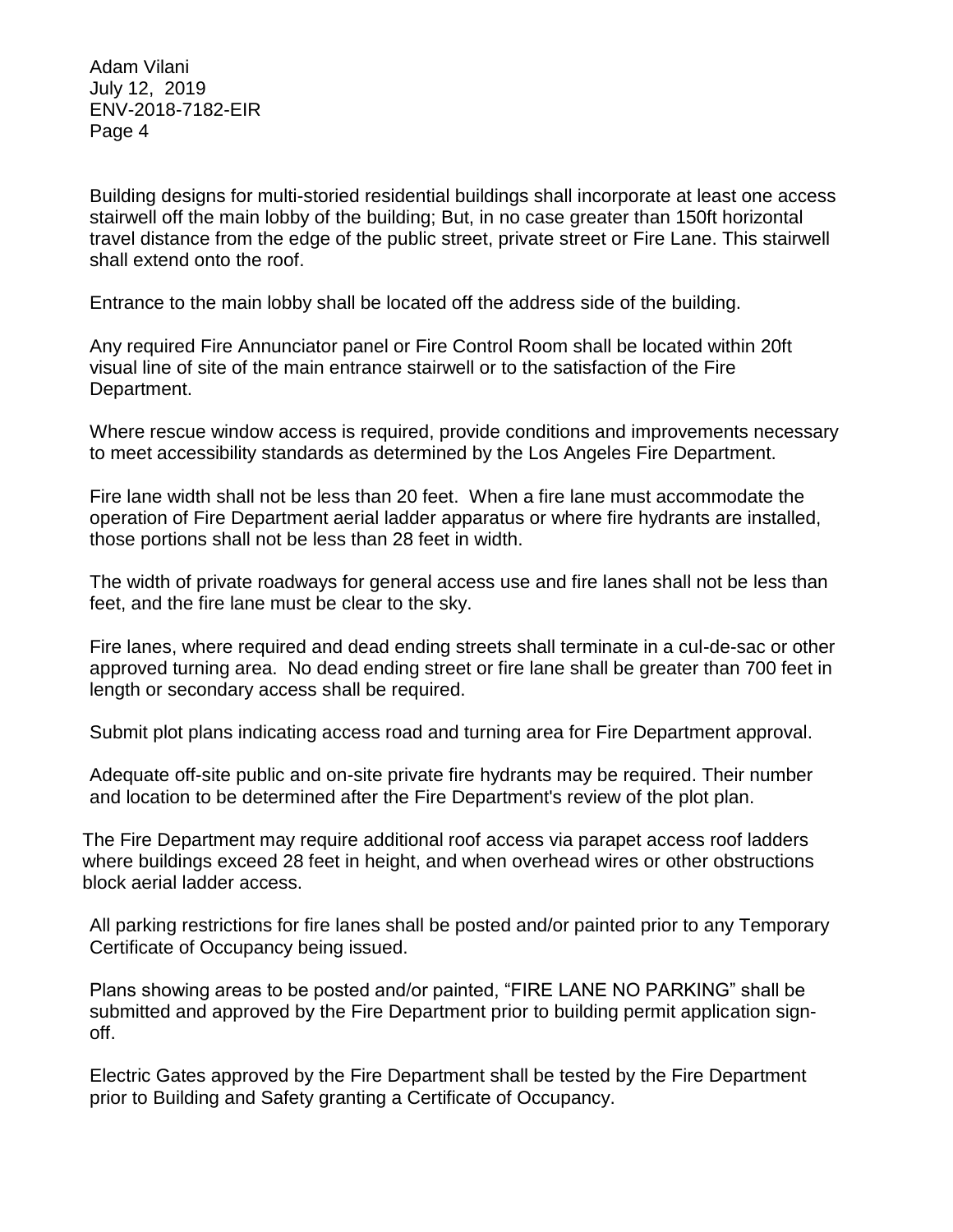Building designs for multi-storied residential buildings shall incorporate at least one access stairwell off the main lobby of the building; But, in no case greater than 150ft horizontal travel distance from the edge of the public street, private street or Fire Lane. This stairwell shall extend onto the roof.

Entrance to the main lobby shall be located off the address side of the building.

Any required Fire Annunciator panel or Fire Control Room shall be located within 20ft visual line of site of the main entrance stairwell or to the satisfaction of the Fire Department.

Where rescue window access is required, provide conditions and improvements necessary to meet accessibility standards as determined by the Los Angeles Fire Department.

Fire lane width shall not be less than 20 feet. When a fire lane must accommodate the operation of Fire Department aerial ladder apparatus or where fire hydrants are installed, those portions shall not be less than 28 feet in width.

The width of private roadways for general access use and fire lanes shall not be less than feet, and the fire lane must be clear to the sky.

Fire lanes, where required and dead ending streets shall terminate in a cul-de-sac or other approved turning area. No dead ending street or fire lane shall be greater than 700 feet in length or secondary access shall be required.

Submit plot plans indicating access road and turning area for Fire Department approval.

Adequate off-site public and on-site private fire hydrants may be required. Their number and location to be determined after the Fire Department's review of the plot plan.

The Fire Department may require additional roof access via parapet access roof ladders where buildings exceed 28 feet in height, and when overhead wires or other obstructions block aerial ladder access.

All parking restrictions for fire lanes shall be posted and/or painted prior to any Temporary Certificate of Occupancy being issued.

Plans showing areas to be posted and/or painted, "FIRE LANE NO PARKING" shall be submitted and approved by the Fire Department prior to building permit application sign-off.

Electric Gates approved by the Fire Department shall be tested by the Fire Department prior to Building and Safety granting a Certificate of Occupancy.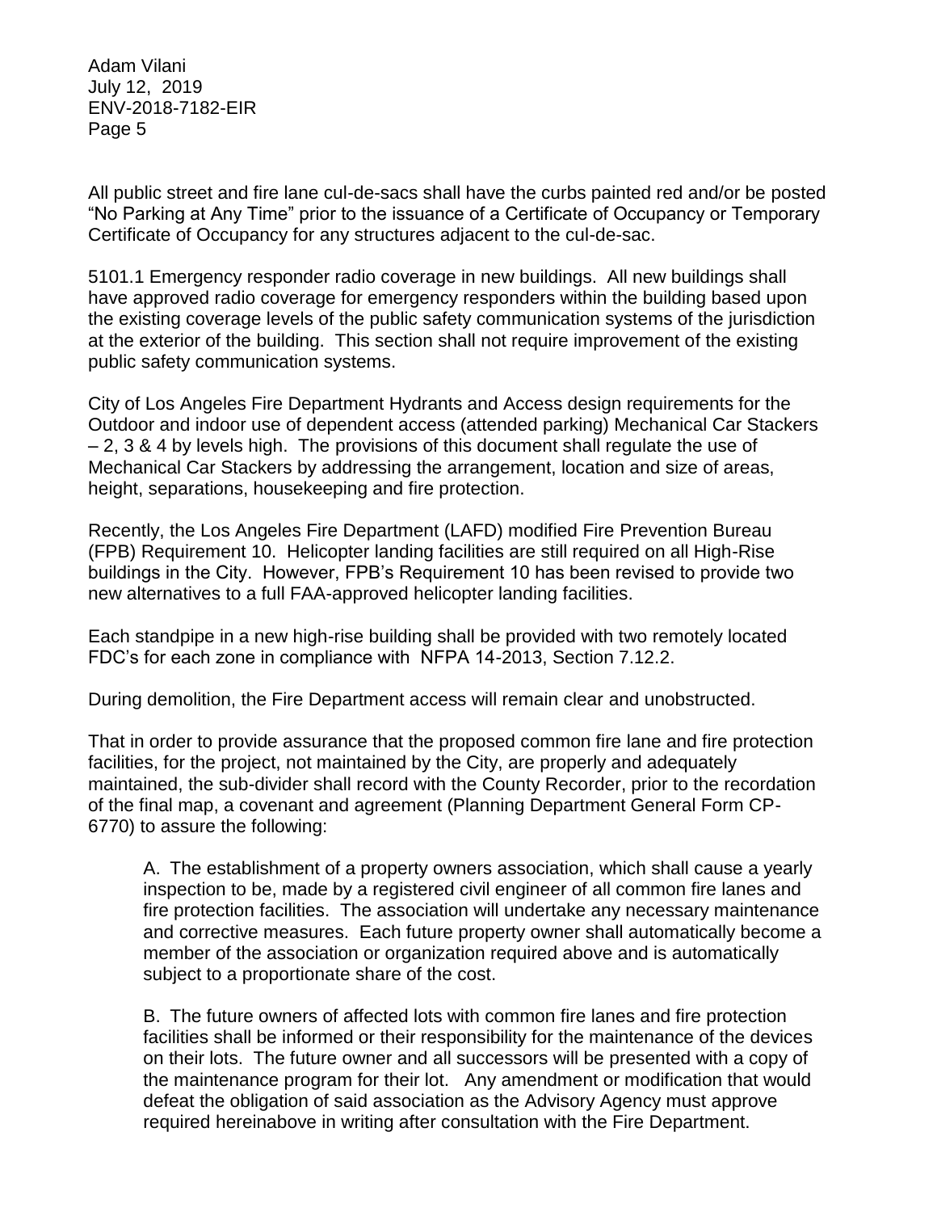All public street and fire lane cul-de-sacs shall have the curbs painted red and/or be posted "No Parking at Any Time" prior to the issuance of a Certificate of Occupancy or Temporary Certificate of Occupancy for any structures adjacent to the cul-de-sac.

5101.1 Emergency responder radio coverage in new buildings. All new buildings shall have approved radio coverage for emergency responders within the building based upon the existing coverage levels of the public safety communication systems of the jurisdiction at the exterior of the building. This section shall not require improvement of the existing public safety communication systems.

City of Los Angeles Fire Department Hydrants and Access design requirements for the Outdoor and indoor use of dependent access (attended parking) Mechanical Car Stackers – 2, 3 & 4 by levels high. The provisions of this document shall regulate the use of Mechanical Car Stackers by addressing the arrangement, location and size of areas, height, separations, housekeeping and fire protection.

Recently, the Los Angeles Fire Department (LAFD) modified Fire Prevention Bureau (FPB) Requirement 10. Helicopter landing facilities are still required on all High-Rise buildings in the City. However, FPB's Requirement 10 has been revised to provide two new alternatives to a full FAA-approved helicopter landing facilities.

Each standpipe in a new high-rise building shall be provided with two remotely located FDC's for each zone in compliance with NFPA 14-2013, Section 7.12.2.

During demolition, the Fire Department access will remain clear and unobstructed.

That in order to provide assurance that the proposed common fire lane and fire protection facilities, for the project, not maintained by the City, are properly and adequately maintained, the sub-divider shall record with the County Recorder, prior to the recordation of the final map, a covenant and agreement (Planning Department General Form CP-6770) to assure the following:

A. The establishment of a property owners association, which shall cause a yearly inspection to be, made by a registered civil engineer of all common fire lanes and fire protection facilities. The association will undertake any necessary maintenance and corrective measures. Each future property owner shall automatically become a member of the association or organization required above and is automatically subject to a proportionate share of the cost.

B. The future owners of affected lots with common fire lanes and fire protection facilities shall be informed or their responsibility for the maintenance of the devices on their lots. The future owner and all successors will be presented with a copy of the maintenance program for their lot. Any amendment or modification that would defeat the obligation of said association as the Advisory Agency must approve required hereinabove in writing after consultation with the Fire Department.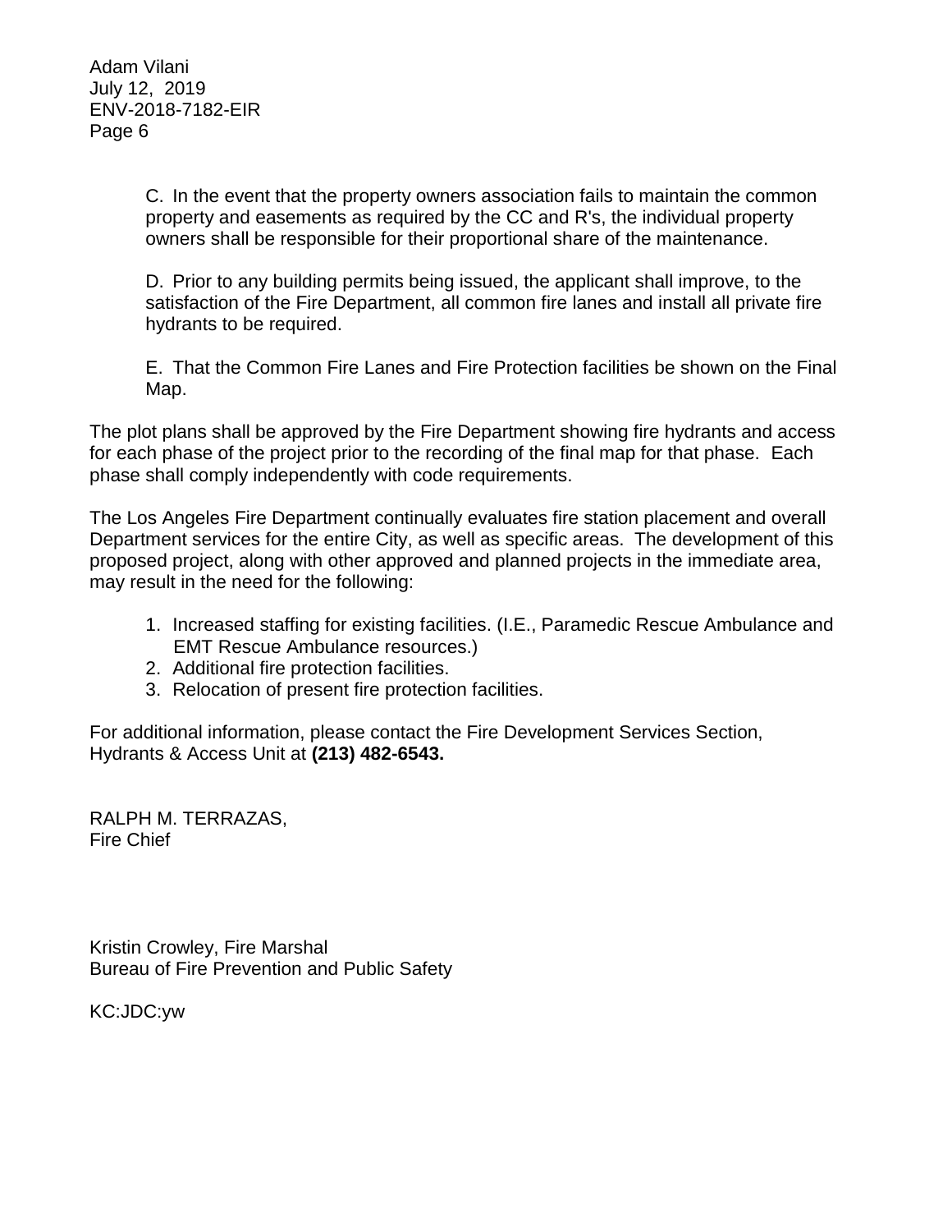C. In the event that the property owners association fails to maintain the common property and easements as required by the CC and R's, the individual property owners shall be responsible for their proportional share of the maintenance.

D. Prior to any building permits being issued, the applicant shall improve, to the satisfaction of the Fire Department, all common fire lanes and install all private fire hydrants to be required.

E. That the Common Fire Lanes and Fire Protection facilities be shown on the Final Map.

The plot plans shall be approved by the Fire Department showing fire hydrants and access for each phase of the project prior to the recording of the final map for that phase. Each phase shall comply independently with code requirements.

The Los Angeles Fire Department continually evaluates fire station placement and overall Department services for the entire City, as well as specific areas. The development of this proposed project, along with other approved and planned projects in the immediate area, may result in the need for the following:

1. Increased staffing for existing facilities. (I.E., Paramedic Rescue Ambulance and EMT Rescue Ambulance resources.)
2. Additional fire protection facilities.
3. Relocation of present fire protection facilities.

For additional information, please contact the Fire Development Services Section, Hydrants & Access Unit at **(213) 482-6543.**

RALPH M. TERRAZAS,
Fire Chief

Kristin Crowley, Fire Marshal
Bureau of Fire Prevention and Public Safety

KC:JDC:yw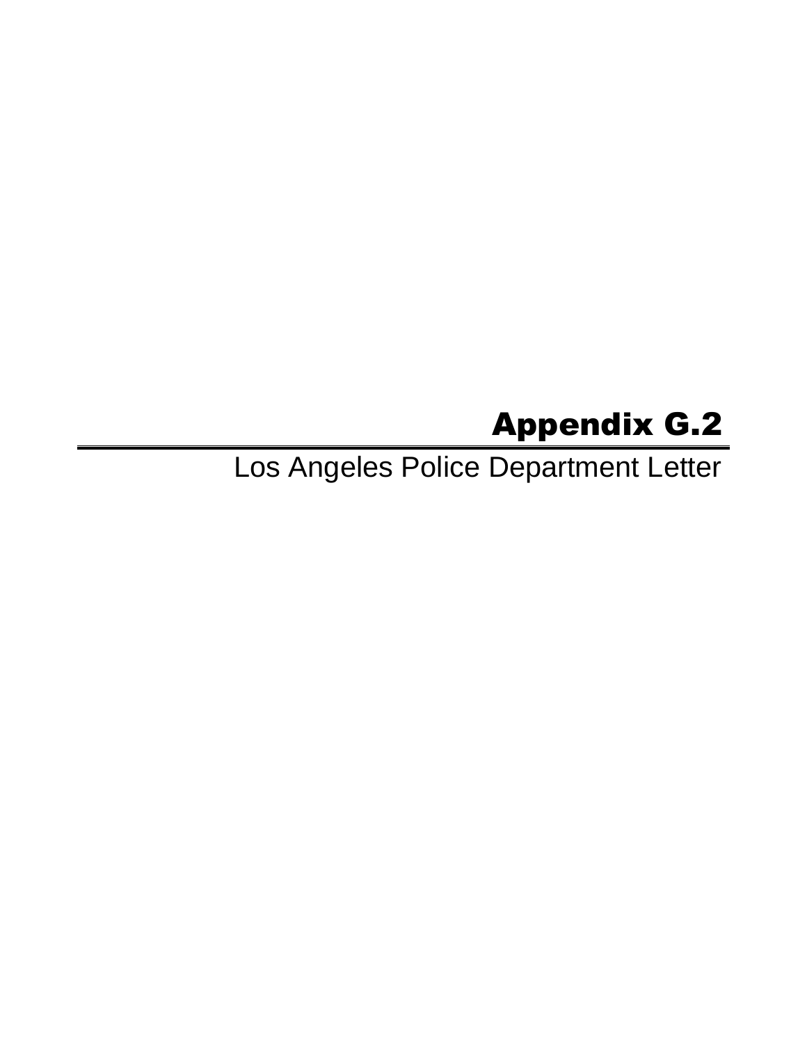# Appendix G.2

Los Angeles Police Department Letter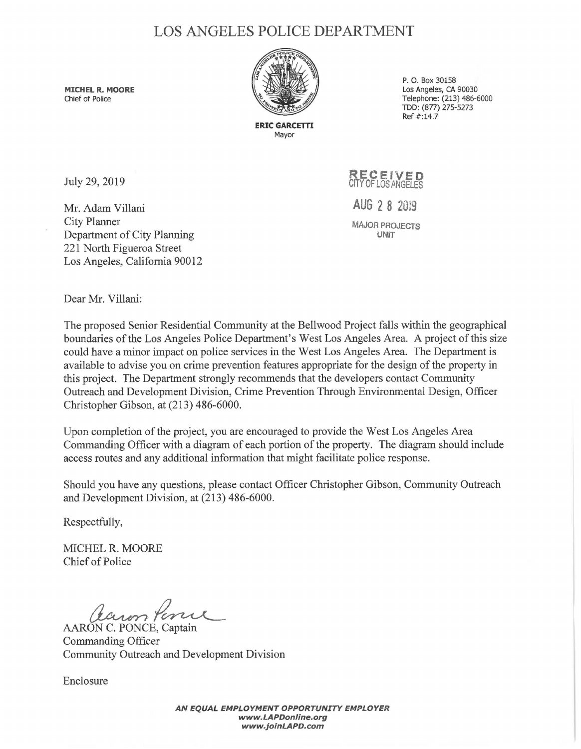# LOS ANGELES POLICE DEPARTMENT

**MICHEL R. MOORE**
Chief of Police

**ERIC GARCETTI**
Mayor

P. O. Box 30158
Los Angeles, CA 90030
Telephone: (213) 486-6000
TDD: (877) 275-5273
Ref #:14.7

July 29, 2019

RECEIVED
CITY OF LOS ANGELES
AUG 28 2019
MAJOR PROJECTS UNIT

Mr. Adam Villani
City Planner
Department of City Planning
221 North Figueroa Street
Los Angeles, California 90012

Dear Mr. Villani:

The proposed Senior Residential Community at the Bellwood Project falls within the geographical boundaries of the Los Angeles Police Department's West Los Angeles Area. A project of this size could have a minor impact on police services in the West Los Angeles Area. The Department is available to advise you on crime prevention features appropriate for the design of the property in this project. The Department strongly recommends that the developers contact Community Outreach and Development Division, Crime Prevention Through Environmental Design, Officer Christopher Gibson, at (213) 486-6000.

Upon completion of the project, you are encouraged to provide the West Los Angeles Area Commanding Officer with a diagram of each portion of the property. The diagram should include access routes and any additional information that might facilitate police response.

Should you have any questions, please contact Officer Christopher Gibson, Community Outreach and Development Division, at (213) 486-6000.

Respectfully,

MICHEL R. MOORE
Chief of Police

AARON C. PONCE, Captain
Commanding Officer
Community Outreach and Development Division

Enclosure

***AN EQUAL EMPLOYMENT OPPORTUNITY EMPLOYER***
***www.LAPDonline.org***
***www.joinLAPD.com***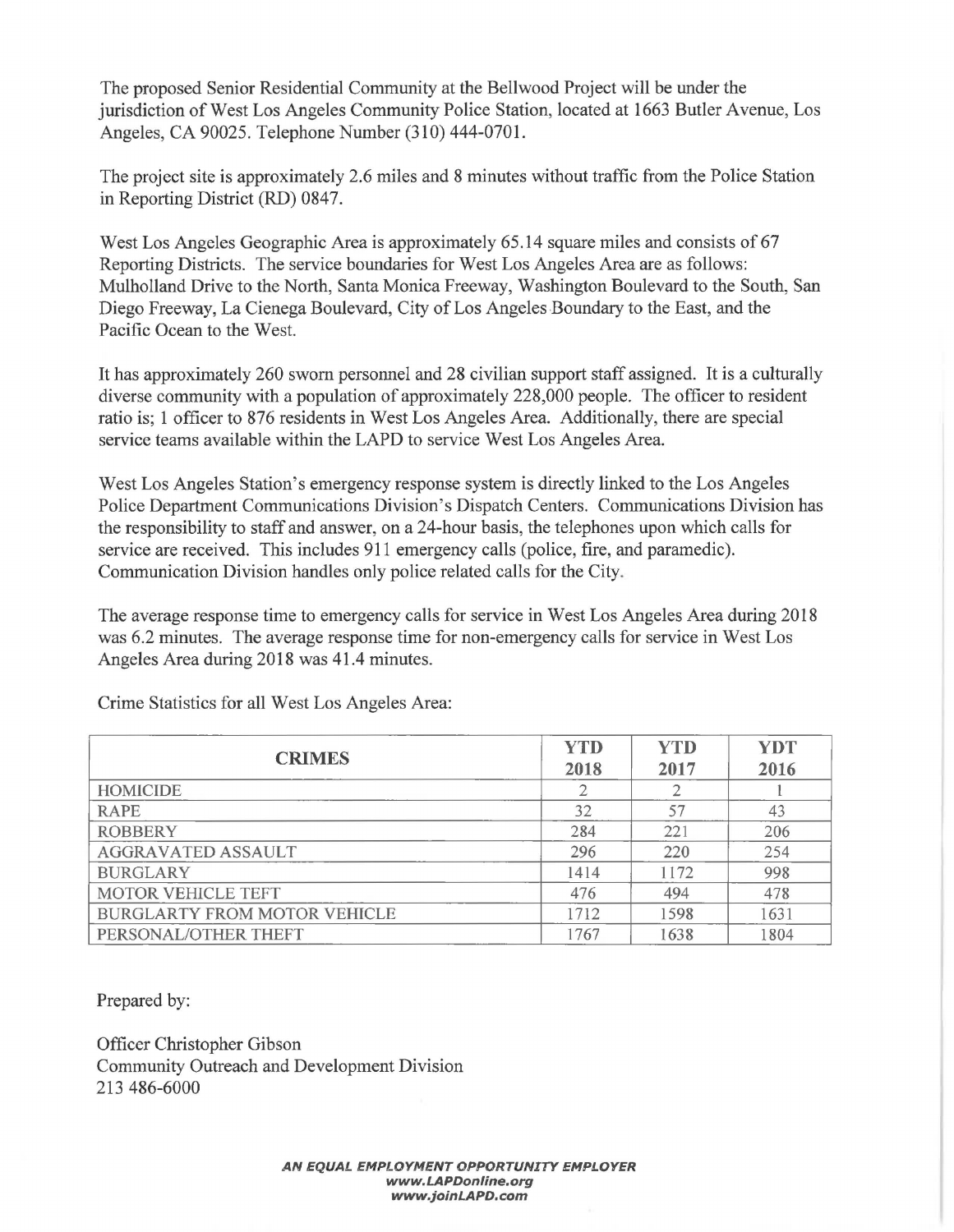The proposed Senior Residential Community at the Bellwood Project will be under the jurisdiction of West Los Angeles Community Police Station, located at 1663 Butler Avenue, Los Angeles, CA 90025. Telephone Number (310) 444-0701.

The project site is approximately 2.6 miles and 8 minutes without traffic from the Police Station in Reporting District (RD) 0847.

West Los Angeles Geographic Area is approximately 65.14 square miles and consists of 67 Reporting Districts. The service boundaries for West Los Angeles Area are as follows: Mulholland Drive to the North, Santa Monica Freeway, Washington Boulevard to the South, San Diego Freeway, La Cienega Boulevard, City of Los Angeles Boundary to the East, and the Pacific Ocean to the West.

It has approximately 260 sworn personnel and 28 civilian support staff assigned. It is a culturally diverse community with a population of approximately 228,000 people. The officer to resident ratio is; 1 officer to 876 residents in West Los Angeles Area. Additionally, there are special service teams available within the LAPD to service West Los Angeles Area.

West Los Angeles Station's emergency response system is directly linked to the Los Angeles Police Department Communications Division's Dispatch Centers. Communications Division has the responsibility to staff and answer, on a 24-hour basis, the telephones upon which calls for service are received. This includes 911 emergency calls (police, fire, and paramedic). Communication Division handles only police related calls for the City.

The average response time to emergency calls for service in West Los Angeles Area during 2018 was 6.2 minutes. The average response time for non-emergency calls for service in West Los Angeles Area during 2018 was 41.4 minutes.

Crime Statistics for all West Los Angeles Area:

| CRIMES | YTD 2018 | YTD 2017 | YDT 2016 |
|---|---|---|---|
| HOMICIDE | 2 | 2 | 1 |
| RAPE | 32 | 57 | 43 |
| ROBBERY | 284 | 221 | 206 |
| AGGRAVATED ASSAULT | 296 | 220 | 254 |
| BURGLARY | 1414 | 1172 | 998 |
| MOTOR VEHICLE TEFT | 476 | 494 | 478 |
| BURGLARTY FROM MOTOR VEHICLE | 1712 | 1598 | 1631 |
| PERSONAL/OTHER THEFT | 1767 | 1638 | 1804 |

Prepared by:

Officer Christopher Gibson
Community Outreach and Development Division
213 486-6000

***AN EQUAL EMPLOYMENT OPPORTUNITY EMPLOYER***
***www.LAPDonline.org***
***www.joinLAPD.com***